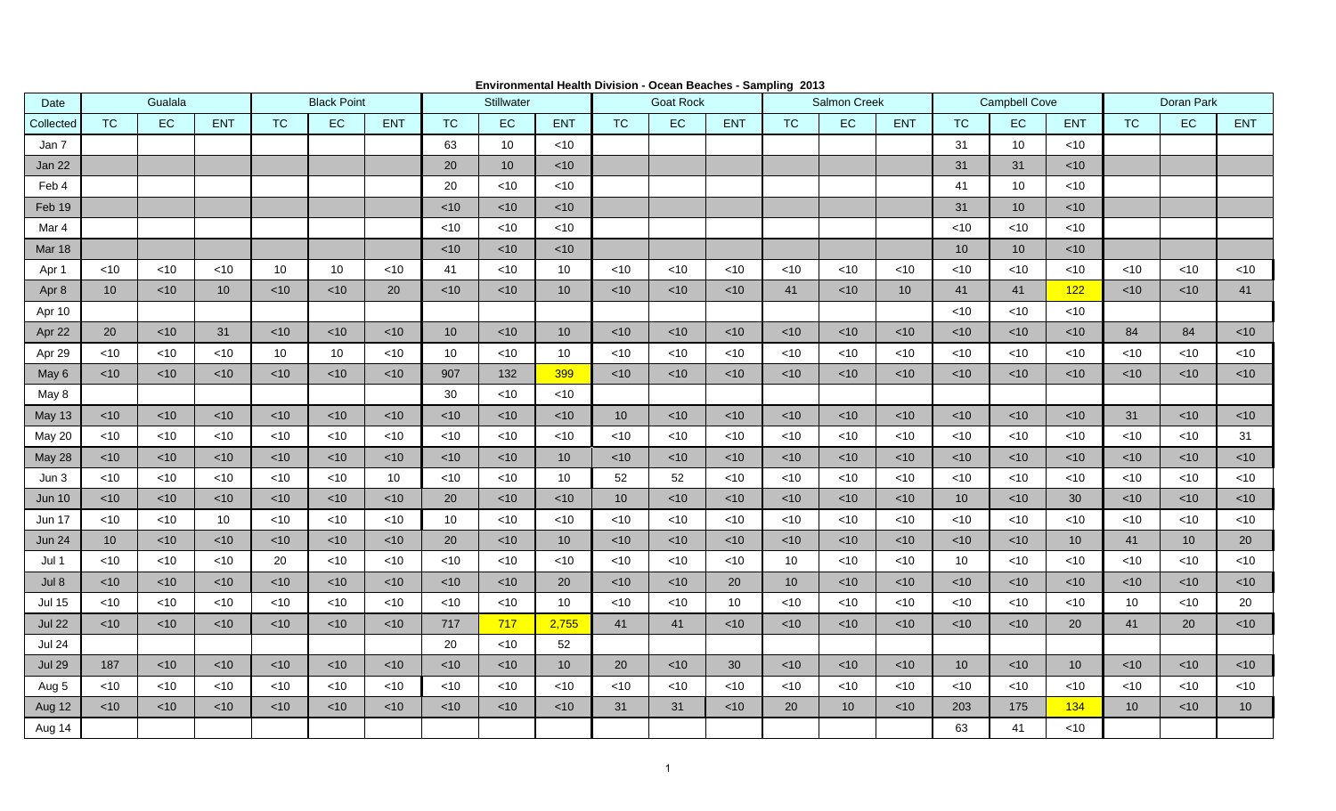**Environmental Health Division - Ocean Beaches - Sampling 2013**

| Date | Gualala | | | Black Point | | | Stillwater | | | Goat Rock | | | Salmon Creek | | | Campbell Cove | | | Doran Park | | |
|---|---|---|---|---|---|---|---|---|---|---|---|---|---|---|---|---|---|---|---|---|---|
| Collected | TC | EC | ENT | TC | EC | ENT | TC | EC | ENT | TC | EC | ENT | TC | EC | ENT | TC | EC | ENT | TC | EC | ENT |
| Jan 7 | | | | | | | 63 | 10 | <10 | | | | | | | 31 | 10 | <10 | | | |
| Jan 22 | | | | | | | 20 | 10 | <10 | | | | | | | 31 | 31 | <10 | | | |
| Feb 4 | | | | | | | 20 | <10 | <10 | | | | | | | 41 | 10 | <10 | | | |
| Feb 19 | | | | | | | <10 | <10 | <10 | | | | | | | 31 | 10 | <10 | | | |
| Mar 4 | | | | | | | <10 | <10 | <10 | | | | | | | <10 | <10 | <10 | | | |
| Mar 18 | | | | | | | <10 | <10 | <10 | | | | | | | 10 | 10 | <10 | | | |
| Apr 1 | <10 | <10 | <10 | 10 | 10 | <10 | 41 | <10 | 10 | <10 | <10 | <10 | <10 | <10 | <10 | <10 | <10 | <10 | <10 | <10 | <10 |
| Apr 8 | 10 | <10 | 10 | <10 | <10 | 20 | <10 | <10 | 10 | <10 | <10 | <10 | 41 | <10 | 10 | 41 | 41 | 122 | <10 | <10 | 41 |
| Apr 10 | | | | | | | | | | | | | | | | <10 | <10 | <10 | | | |
| Apr 22 | 20 | <10 | 31 | <10 | <10 | <10 | 10 | <10 | 10 | <10 | <10 | <10 | <10 | <10 | <10 | <10 | <10 | <10 | 84 | 84 | <10 |
| Apr 29 | <10 | <10 | <10 | 10 | 10 | <10 | 10 | <10 | 10 | <10 | <10 | <10 | <10 | <10 | <10 | <10 | <10 | <10 | <10 | <10 | <10 |
| May 6 | <10 | <10 | <10 | <10 | <10 | <10 | 907 | 132 | 399 | <10 | <10 | <10 | <10 | <10 | <10 | <10 | <10 | <10 | <10 | <10 | <10 |
| May 8 | | | | | | | 30 | <10 | <10 | | | | | | | | | | | | |
| May 13 | <10 | <10 | <10 | <10 | <10 | <10 | <10 | <10 | <10 | 10 | <10 | <10 | <10 | <10 | <10 | <10 | <10 | <10 | 31 | <10 | <10 |
| May 20 | <10 | <10 | <10 | <10 | <10 | <10 | <10 | <10 | <10 | <10 | <10 | <10 | <10 | <10 | <10 | <10 | <10 | <10 | <10 | <10 | 31 |
| May 28 | <10 | <10 | <10 | <10 | <10 | <10 | <10 | <10 | 10 | <10 | <10 | <10 | <10 | <10 | <10 | <10 | <10 | <10 | <10 | <10 | <10 |
| Jun 3 | <10 | <10 | <10 | <10 | <10 | 10 | <10 | <10 | 10 | 52 | 52 | <10 | <10 | <10 | <10 | <10 | <10 | <10 | <10 | <10 | <10 |
| Jun 10 | <10 | <10 | <10 | <10 | <10 | <10 | 20 | <10 | <10 | 10 | <10 | <10 | <10 | <10 | <10 | 10 | <10 | 30 | <10 | <10 | <10 |
| Jun 17 | <10 | <10 | 10 | <10 | <10 | <10 | 10 | <10 | <10 | <10 | <10 | <10 | <10 | <10 | <10 | <10 | <10 | <10 | <10 | <10 | <10 |
| Jun 24 | 10 | <10 | <10 | <10 | <10 | <10 | 20 | <10 | 10 | <10 | <10 | <10 | <10 | <10 | <10 | <10 | <10 | 10 | 41 | 10 | 20 |
| Jul 1 | <10 | <10 | <10 | 20 | <10 | <10 | <10 | <10 | <10 | <10 | <10 | <10 | 10 | <10 | <10 | 10 | <10 | <10 | <10 | <10 | <10 |
| Jul 8 | <10 | <10 | <10 | <10 | <10 | <10 | <10 | <10 | 20 | <10 | <10 | 20 | 10 | <10 | <10 | <10 | <10 | <10 | <10 | <10 | <10 |
| Jul 15 | <10 | <10 | <10 | <10 | <10 | <10 | <10 | <10 | 10 | <10 | <10 | 10 | <10 | <10 | <10 | <10 | <10 | <10 | 10 | <10 | 20 |
| Jul 22 | <10 | <10 | <10 | <10 | <10 | <10 | 717 | 717 | 2,755 | 41 | 41 | <10 | <10 | <10 | <10 | <10 | <10 | 20 | 41 | 20 | <10 |
| Jul 24 | | | | | | | 20 | <10 | 52 | | | | | | | | | | | | |
| Jul 29 | 187 | <10 | <10 | <10 | <10 | <10 | <10 | <10 | 10 | 20 | <10 | 30 | <10 | <10 | <10 | 10 | <10 | 10 | <10 | <10 | <10 |
| Aug 5 | <10 | <10 | <10 | <10 | <10 | <10 | <10 | <10 | <10 | <10 | <10 | <10 | <10 | <10 | <10 | <10 | <10 | <10 | <10 | <10 | <10 |
| Aug 12 | <10 | <10 | <10 | <10 | <10 | <10 | <10 | <10 | <10 | 31 | 31 | <10 | 20 | 10 | <10 | 203 | 175 | 134 | 10 | <10 | 10 |
| Aug 14 | | | | | | | | | | | | | | | | 63 | 41 | <10 | | | |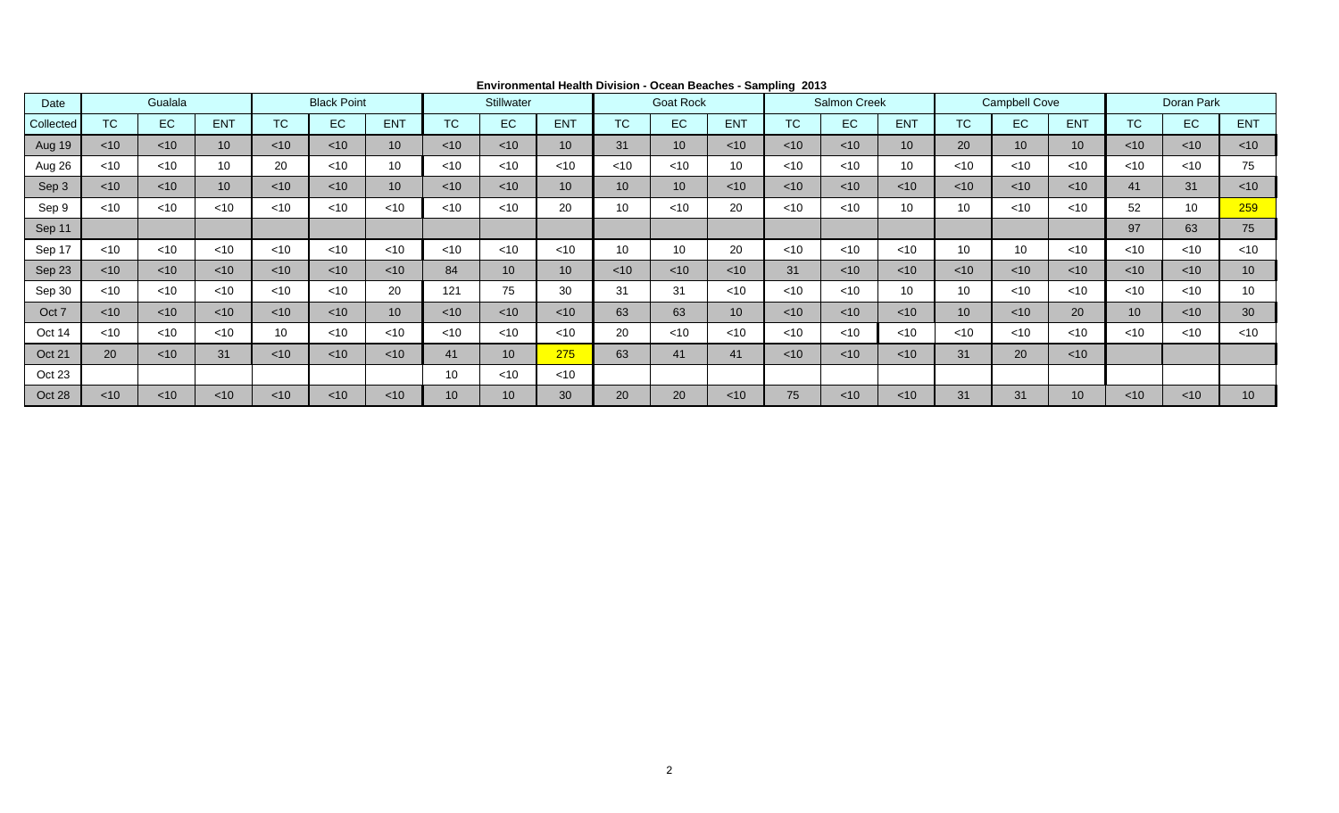**Environmental Health Division - Ocean Beaches - Sampling 2013**

| Date | Gualala | | | Black Point | | | Stillwater | | | Goat Rock | | | Salmon Creek | | | Campbell Cove | | | Doran Park | | |
|---|---|---|---|---|---|---|---|---|---|---|---|---|---|---|---|---|---|---|---|---|---|
| Collected | TC | EC | ENT | TC | EC | ENT | TC | EC | ENT | TC | EC | ENT | TC | EC | ENT | TC | EC | ENT | TC | EC | ENT |
| Aug 19 | <10 | <10 | 10 | <10 | <10 | 10 | <10 | <10 | 10 | 31 | 10 | <10 | <10 | <10 | 10 | 20 | 10 | 10 | <10 | <10 | <10 |
| Aug 26 | <10 | <10 | 10 | 20 | <10 | 10 | <10 | <10 | <10 | <10 | <10 | 10 | <10 | <10 | 10 | <10 | <10 | <10 | <10 | <10 | 75 |
| Sep 3 | <10 | <10 | 10 | <10 | <10 | 10 | <10 | <10 | 10 | 10 | 10 | <10 | <10 | <10 | <10 | <10 | <10 | <10 | 41 | 31 | <10 |
| Sep 9 | <10 | <10 | <10 | <10 | <10 | <10 | <10 | <10 | 20 | 10 | <10 | 20 | <10 | <10 | 10 | 10 | <10 | <10 | 52 | 10 | 259 |
| Sep 11 | | | | | | | | | | | | | | | | | | | 97 | 63 | 75 |
| Sep 17 | <10 | <10 | <10 | <10 | <10 | <10 | <10 | <10 | <10 | 10 | 10 | 20 | <10 | <10 | <10 | 10 | 10 | <10 | <10 | <10 | <10 |
| Sep 23 | <10 | <10 | <10 | <10 | <10 | <10 | 84 | 10 | 10 | <10 | <10 | <10 | 31 | <10 | <10 | <10 | <10 | <10 | <10 | <10 | 10 |
| Sep 30 | <10 | <10 | <10 | <10 | <10 | 20 | 121 | 75 | 30 | 31 | 31 | <10 | <10 | <10 | 10 | 10 | <10 | <10 | <10 | <10 | 10 |
| Oct 7 | <10 | <10 | <10 | <10 | <10 | 10 | <10 | <10 | <10 | 63 | 63 | 10 | <10 | <10 | <10 | 10 | <10 | 20 | 10 | <10 | 30 |
| Oct 14 | <10 | <10 | <10 | 10 | <10 | <10 | <10 | <10 | <10 | 20 | <10 | <10 | <10 | <10 | <10 | <10 | <10 | <10 | <10 | <10 | <10 |
| Oct 21 | 20 | <10 | 31 | <10 | <10 | <10 | 41 | 10 | 275 | 63 | 41 | 41 | <10 | <10 | <10 | 31 | 20 | <10 | | | |
| Oct 23 | | | | | | | 10 | <10 | <10 | | | | | | | | | | | | |
| Oct 28 | <10 | <10 | <10 | <10 | <10 | <10 | 10 | 10 | 30 | 20 | 20 | <10 | 75 | <10 | <10 | 31 | 31 | 10 | <10 | <10 | 10 |